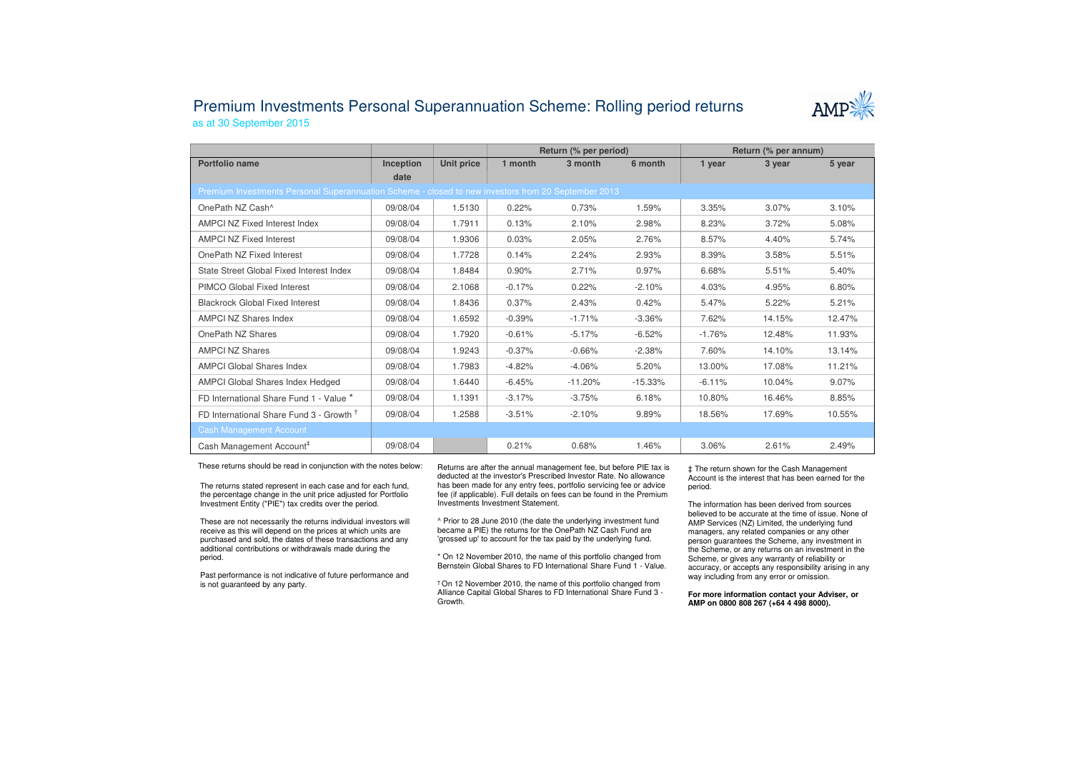# Premium Investments Personal Superannuation Scheme: Rolling period returns

as at 30 September 2015

| | | | Return (% per period) | | | Return (% per annum) | | |
|---|---|---|---|---|---|---|---|---|
| **Portfolio name** | **Inception date** | **Unit price** | **1 month** | **3 month** | **6 month** | **1 year** | **3 year** | **5 year** |
| Premium Investments Personal Superannuation Scheme - closed to new investors from 20 September 2013 | | | | | | | | |
| OnePath NZ Cash^ | 09/08/04 | 1.5130 | 0.22% | 0.73% | 1.59% | 3.35% | 3.07% | 3.10% |
| AMPCI NZ Fixed Interest Index | 09/08/04 | 1.7911 | 0.13% | 2.10% | 2.98% | 8.23% | 3.72% | 5.08% |
| AMPCI NZ Fixed Interest | 09/08/04 | 1.9306 | 0.03% | 2.05% | 2.76% | 8.57% | 4.40% | 5.74% |
| OnePath NZ Fixed Interest | 09/08/04 | 1.7728 | 0.14% | 2.24% | 2.93% | 8.39% | 3.58% | 5.51% |
| State Street Global Fixed Interest Index | 09/08/04 | 1.8484 | 0.90% | 2.71% | 0.97% | 6.68% | 5.51% | 5.40% |
| PIMCO Global Fixed Interest | 09/08/04 | 2.1068 | -0.17% | 0.22% | -2.10% | 4.03% | 4.95% | 6.80% |
| Blackrock Global Fixed Interest | 09/08/04 | 1.8436 | 0.37% | 2.43% | 0.42% | 5.47% | 5.22% | 5.21% |
| AMPCI NZ Shares Index | 09/08/04 | 1.6592 | -0.39% | -1.71% | -3.36% | 7.62% | 14.15% | 12.47% |
| OnePath NZ Shares | 09/08/04 | 1.7920 | -0.61% | -5.17% | -6.52% | -1.76% | 12.48% | 11.93% |
| AMPCI NZ Shares | 09/08/04 | 1.9243 | -0.37% | -0.66% | -2.38% | 7.60% | 14.10% | 13.14% |
| AMPCI Global Shares Index | 09/08/04 | 1.7983 | -4.82% | -4.06% | 5.20% | 13.00% | 17.08% | 11.21% |
| AMPCI Global Shares Index Hedged | 09/08/04 | 1.6440 | -6.45% | -11.20% | -15.33% | -6.11% | 10.04% | 9.07% |
| FD International Share Fund 1 - Value * | 09/08/04 | 1.1391 | -3.17% | -3.75% | 6.18% | 10.80% | 16.46% | 8.85% |
| FD International Share Fund 3 - Growth † | 09/08/04 | 1.2588 | -3.51% | -2.10% | 9.89% | 18.56% | 17.69% | 10.55% |
| Cash Management Account | | | | | | | | |
| Cash Management Account‡ | 09/08/04 | | 0.21% | 0.68% | 1.46% | 3.06% | 2.61% | 2.49% |

These returns should be read in conjunction with the notes below:

The returns stated represent in each case and for each fund, the percentage change in the unit price adjusted for Portfolio Investment Entity ("PIE") tax credits over the period.

These are not necessarily the returns individual investors will receive as this will depend on the prices at which units are purchased and sold, the dates of these transactions and any additional contributions or withdrawals made during the period.

Past performance is not indicative of future performance and is not guaranteed by any party.

Returns are after the annual management fee, but before PIE tax is deducted at the investor's Prescribed Investor Rate. No allowance has been made for any entry fees, portfolio servicing fee or advice fee (if applicable). Full details on fees can be found in the Premium Investments Investment Statement.

^ Prior to 28 June 2010 (the date the underlying investment fund became a PIE) the returns for the OnePath NZ Cash Fund are 'grossed up' to account for the tax paid by the underlying fund.

* On 12 November 2010, the name of this portfolio changed from Bernstein Global Shares to FD International Share Fund 1 - Value.

† On 12 November 2010, the name of this portfolio changed from Alliance Capital Global Shares to FD International Share Fund 3 - Growth.

‡ The return shown for the Cash Management Account is the interest that has been earned for the period.

The information has been derived from sources believed to be accurate at the time of issue. None of AMP Services (NZ) Limited, the underlying fund managers, any related companies or any other person guarantees the Scheme, any investment in the Scheme, or any returns on an investment in the Scheme, or gives any warranty of reliability or accuracy, or accepts any responsibility arising in any way including from any error or omission.

**For more information contact your Adviser, or AMP on 0800 808 267 (+64 4 498 8000).**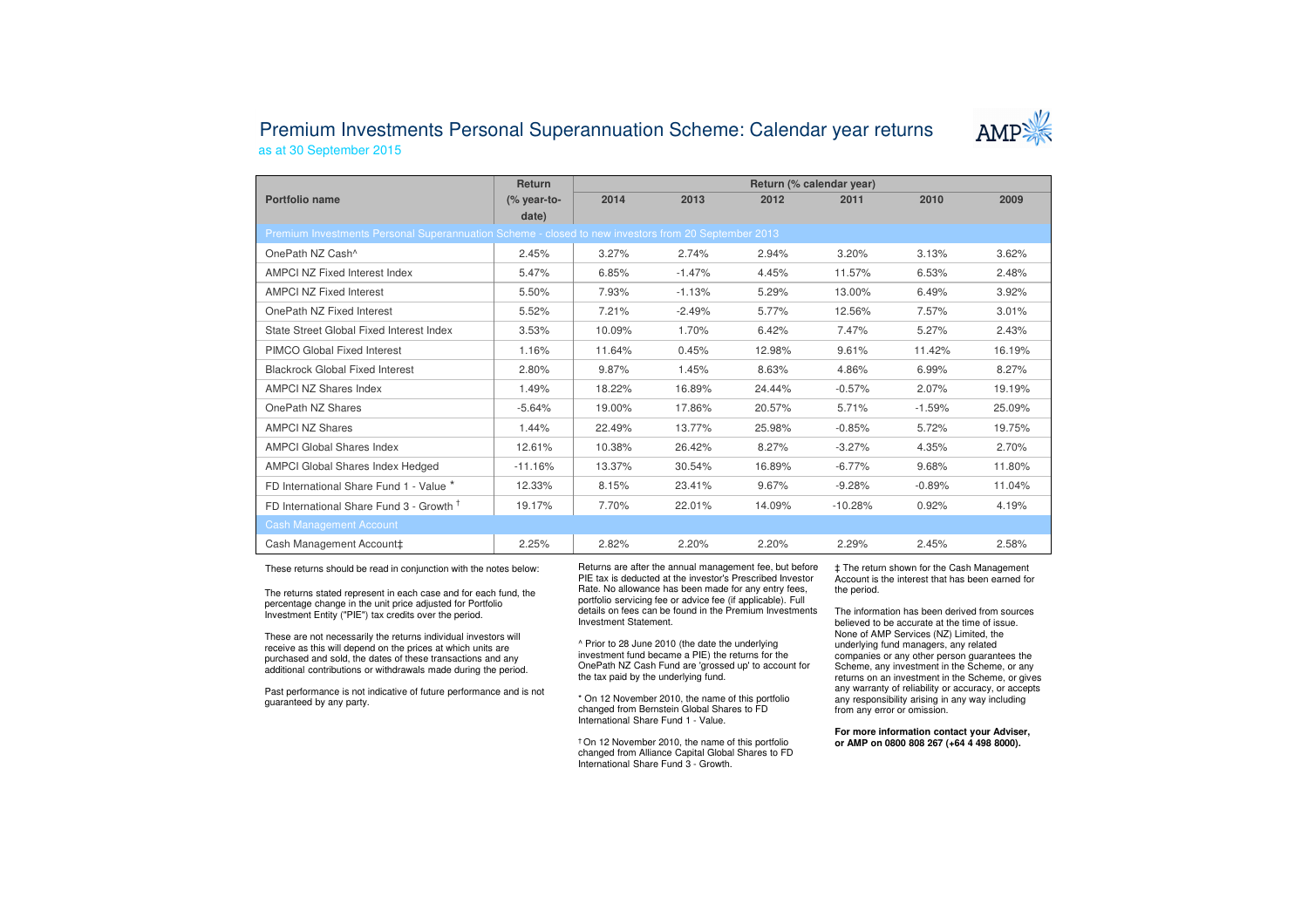# Premium Investments Personal Superannuation Scheme: Calendar year returns

as at 30 September 2015

| Portfolio name | Return (% year-to-date) | Return (% calendar year) | | | | | |
|---|---|---|---|---|---|---|---|
| | | 2014 | 2013 | 2012 | 2011 | 2010 | 2009 |
| Premium Investments Personal Superannuation Scheme - closed to new investors from 20 September 2013 | | | | | | | |
| OnePath NZ Cash^ | 2.45% | 3.27% | 2.74% | 2.94% | 3.20% | 3.13% | 3.62% |
| AMPCI NZ Fixed Interest Index | 5.47% | 6.85% | -1.47% | 4.45% | 11.57% | 6.53% | 2.48% |
| AMPCI NZ Fixed Interest | 5.50% | 7.93% | -1.13% | 5.29% | 13.00% | 6.49% | 3.92% |
| OnePath NZ Fixed Interest | 5.52% | 7.21% | -2.49% | 5.77% | 12.56% | 7.57% | 3.01% |
| State Street Global Fixed Interest Index | 3.53% | 10.09% | 1.70% | 6.42% | 7.47% | 5.27% | 2.43% |
| PIMCO Global Fixed Interest | 1.16% | 11.64% | 0.45% | 12.98% | 9.61% | 11.42% | 16.19% |
| Blackrock Global Fixed Interest | 2.80% | 9.87% | 1.45% | 8.63% | 4.86% | 6.99% | 8.27% |
| AMPCI NZ Shares Index | 1.49% | 18.22% | 16.89% | 24.44% | -0.57% | 2.07% | 19.19% |
| OnePath NZ Shares | -5.64% | 19.00% | 17.86% | 20.57% | 5.71% | -1.59% | 25.09% |
| AMPCI NZ Shares | 1.44% | 22.49% | 13.77% | 25.98% | -0.85% | 5.72% | 19.75% |
| AMPCI Global Shares Index | 12.61% | 10.38% | 26.42% | 8.27% | -3.27% | 4.35% | 2.70% |
| AMPCI Global Shares Index Hedged | -11.16% | 13.37% | 30.54% | 16.89% | -6.77% | 9.68% | 11.80% |
| FD International Share Fund 1 - Value * | 12.33% | 8.15% | 23.41% | 9.67% | -9.28% | -0.89% | 11.04% |
| FD International Share Fund 3 - Growth † | 19.17% | 7.70% | 22.01% | 14.09% | -10.28% | 0.92% | 4.19% |
| Cash Management Account | | | | | | | |
| Cash Management Account‡ | 2.25% | 2.82% | 2.20% | 2.20% | 2.29% | 2.45% | 2.58% |

These returns should be read in conjunction with the notes below:

The returns stated represent in each case and for each fund, the percentage change in the unit price adjusted for Portfolio Investment Entity ("PIE") tax credits over the period.

These are not necessarily the returns individual investors will receive as this will depend on the prices at which units are purchased and sold, the dates of these transactions and any additional contributions or withdrawals made during the period.

Past performance is not indicative of future performance and is not guaranteed by any party.

Returns are after the annual management fee, but before PIE tax is deducted at the investor's Prescribed Investor Rate. No allowance has been made for any entry fees, portfolio servicing fee or advice fee (if applicable). Full details on fees can be found in the Premium Investments Investment Statement.

^ Prior to 28 June 2010 (the date the underlying investment fund became a PIE) the returns for the OnePath NZ Cash Fund are 'grossed up' to account for the tax paid by the underlying fund.

* On 12 November 2010, the name of this portfolio changed from Bernstein Global Shares to FD International Share Fund 1 - Value.

† On 12 November 2010, the name of this portfolio changed from Alliance Capital Global Shares to FD International Share Fund 3 - Growth.

‡ The return shown for the Cash Management Account is the interest that has been earned for the period.

The information has been derived from sources believed to be accurate at the time of issue. None of AMP Services (NZ) Limited, the underlying fund managers, any related companies or any other person guarantees the Scheme, any investment in the Scheme, or any returns on an investment in the Scheme, or gives any warranty of reliability or accuracy, or accepts any responsibility arising in any way including from any error or omission.

**For more information contact your Adviser, or AMP on 0800 808 267 (+64 4 498 8000).**